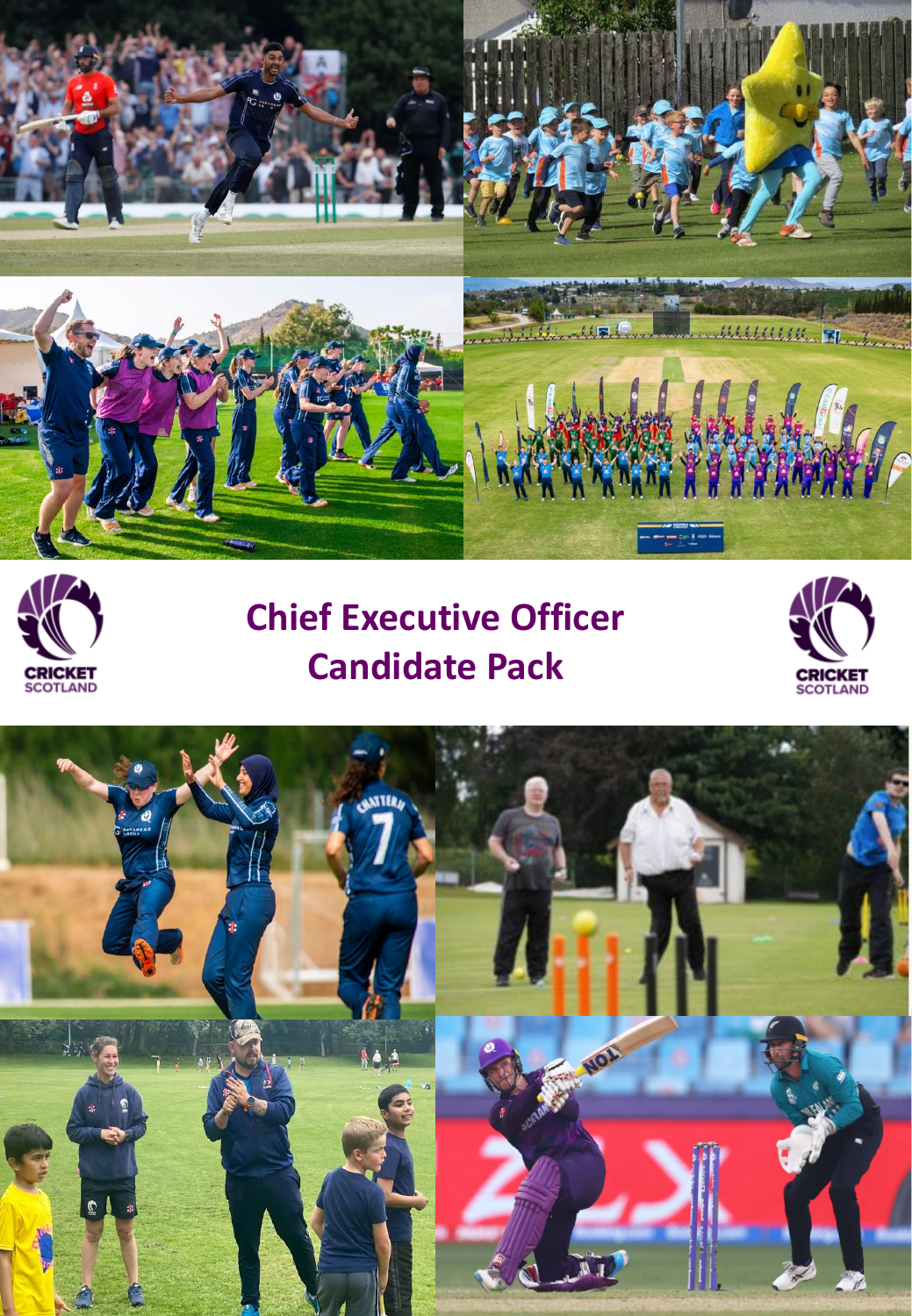# Chief Executive Officer
# Candidate Pack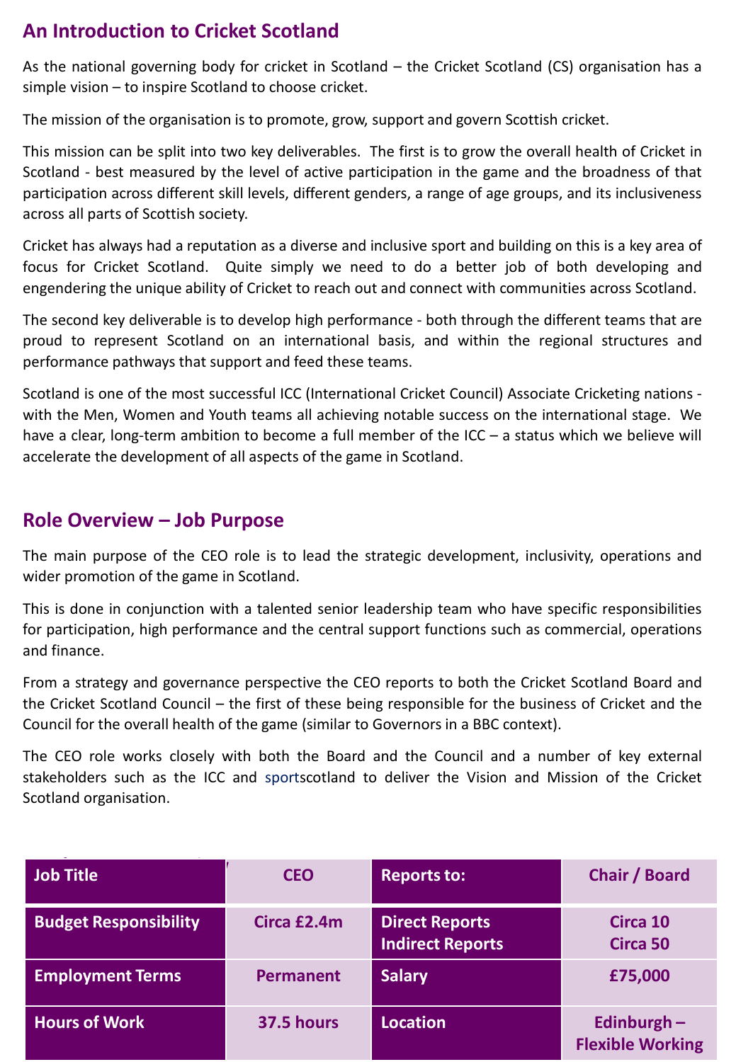## An Introduction to Cricket Scotland

As the national governing body for cricket in Scotland – the Cricket Scotland (CS) organisation has a simple vision – to inspire Scotland to choose cricket.

The mission of the organisation is to promote, grow, support and govern Scottish cricket.

This mission can be split into two key deliverables. The first is to grow the overall health of Cricket in Scotland - best measured by the level of active participation in the game and the broadness of that participation across different skill levels, different genders, a range of age groups, and its inclusiveness across all parts of Scottish society.

Cricket has always had a reputation as a diverse and inclusive sport and building on this is a key area of focus for Cricket Scotland. Quite simply we need to do a better job of both developing and engendering the unique ability of Cricket to reach out and connect with communities across Scotland.

The second key deliverable is to develop high performance - both through the different teams that are proud to represent Scotland on an international basis, and within the regional structures and performance pathways that support and feed these teams.

Scotland is one of the most successful ICC (International Cricket Council) Associate Cricketing nations - with the Men, Women and Youth teams all achieving notable success on the international stage. We have a clear, long-term ambition to become a full member of the ICC – a status which we believe will accelerate the development of all aspects of the game in Scotland.

## Role Overview – Job Purpose

The main purpose of the CEO role is to lead the strategic development, inclusivity, operations and wider promotion of the game in Scotland.

This is done in conjunction with a talented senior leadership team who have specific responsibilities for participation, high performance and the central support functions such as commercial, operations and finance.

From a strategy and governance perspective the CEO reports to both the Cricket Scotland Board and the Cricket Scotland Council – the first of these being responsible for the business of Cricket and the Council for the overall health of the game (similar to Governors in a BBC context).

The CEO role works closely with both the Board and the Council and a number of key external stakeholders such as the ICC and sportscotland to deliver the Vision and Mission of the Cricket Scotland organisation.

| **Job Title** | **CEO** | **Reports to:** | **Chair / Board** |
|---|---|---|---|
| **Budget Responsibility** | **Circa £2.4m** | **Direct Reports**<br>**Indirect Reports** | **Circa 10**<br>**Circa 50** |
| **Employment Terms** | **Permanent** | **Salary** | **£75,000** |
| **Hours of Work** | **37.5 hours** | **Location** | **Edinburgh – Flexible Working** |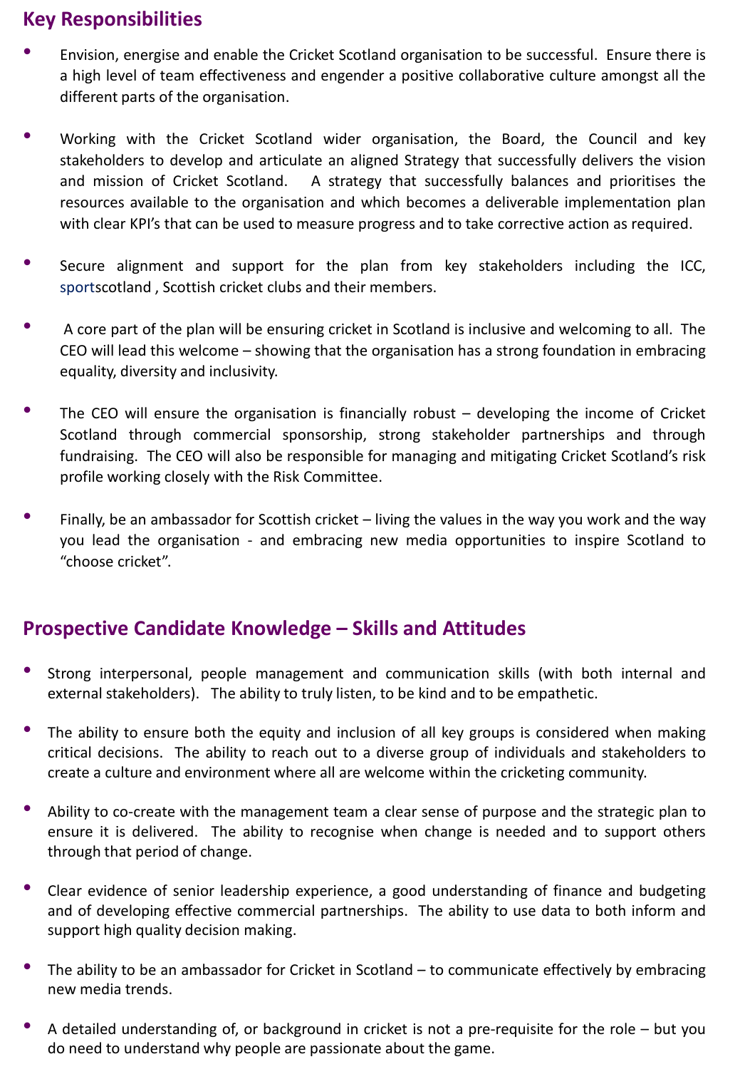## Key Responsibilities

- Envision, energise and enable the Cricket Scotland organisation to be successful. Ensure there is a high level of team effectiveness and engender a positive collaborative culture amongst all the different parts of the organisation.

- Working with the Cricket Scotland wider organisation, the Board, the Council and key stakeholders to develop and articulate an aligned Strategy that successfully delivers the vision and mission of Cricket Scotland. A strategy that successfully balances and prioritises the resources available to the organisation and which becomes a deliverable implementation plan with clear KPI's that can be used to measure progress and to take corrective action as required.

- Secure alignment and support for the plan from key stakeholders including the ICC, sportscotland , Scottish cricket clubs and their members.

- A core part of the plan will be ensuring cricket in Scotland is inclusive and welcoming to all. The CEO will lead this welcome – showing that the organisation has a strong foundation in embracing equality, diversity and inclusivity.

- The CEO will ensure the organisation is financially robust – developing the income of Cricket Scotland through commercial sponsorship, strong stakeholder partnerships and through fundraising. The CEO will also be responsible for managing and mitigating Cricket Scotland's risk profile working closely with the Risk Committee.

- Finally, be an ambassador for Scottish cricket – living the values in the way you work and the way you lead the organisation - and embracing new media opportunities to inspire Scotland to "choose cricket".

## Prospective Candidate Knowledge – Skills and Attitudes

- Strong interpersonal, people management and communication skills (with both internal and external stakeholders). The ability to truly listen, to be kind and to be empathetic.

- The ability to ensure both the equity and inclusion of all key groups is considered when making critical decisions. The ability to reach out to a diverse group of individuals and stakeholders to create a culture and environment where all are welcome within the cricketing community.

- Ability to co-create with the management team a clear sense of purpose and the strategic plan to ensure it is delivered. The ability to recognise when change is needed and to support others through that period of change.

- Clear evidence of senior leadership experience, a good understanding of finance and budgeting and of developing effective commercial partnerships. The ability to use data to both inform and support high quality decision making.

- The ability to be an ambassador for Cricket in Scotland – to communicate effectively by embracing new media trends.

- A detailed understanding of, or background in cricket is not a pre-requisite for the role – but you do need to understand why people are passionate about the game.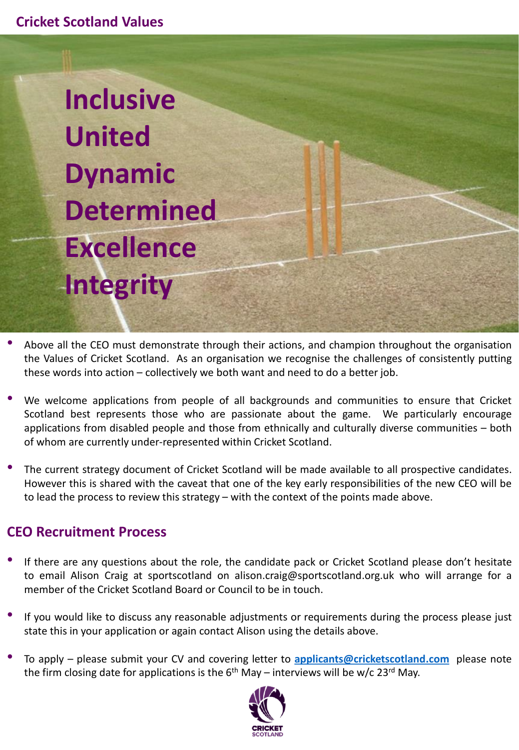## Cricket Scotland Values

**Inclusive**
**United**
**Dynamic**
**Determined**
**Excellence**
**Integrity**

- Above all the CEO must demonstrate through their actions, and champion throughout the organisation the Values of Cricket Scotland. As an organisation we recognise the challenges of consistently putting these words into action – collectively we both want and need to do a better job.

- We welcome applications from people of all backgrounds and communities to ensure that Cricket Scotland best represents those who are passionate about the game. We particularly encourage applications from disabled people and those from ethnically and culturally diverse communities – both of whom are currently under-represented within Cricket Scotland.

- The current strategy document of Cricket Scotland will be made available to all prospective candidates. However this is shared with the caveat that one of the key early responsibilities of the new CEO will be to lead the process to review this strategy – with the context of the points made above.

## CEO Recruitment Process

- If there are any questions about the role, the candidate pack or Cricket Scotland please don't hesitate to email Alison Craig at sportscotland on alison.craig@sportscotland.org.uk who will arrange for a member of the Cricket Scotland Board or Council to be in touch.

- If you would like to discuss any reasonable adjustments or requirements during the process please just state this in your application or again contact Alison using the details above.

- To apply – please submit your CV and covering letter to **applicants@cricketscotland.com** please note the firm closing date for applications is the 6th May – interviews will be w/c 23rd May.

CRICKET SCOTLAND